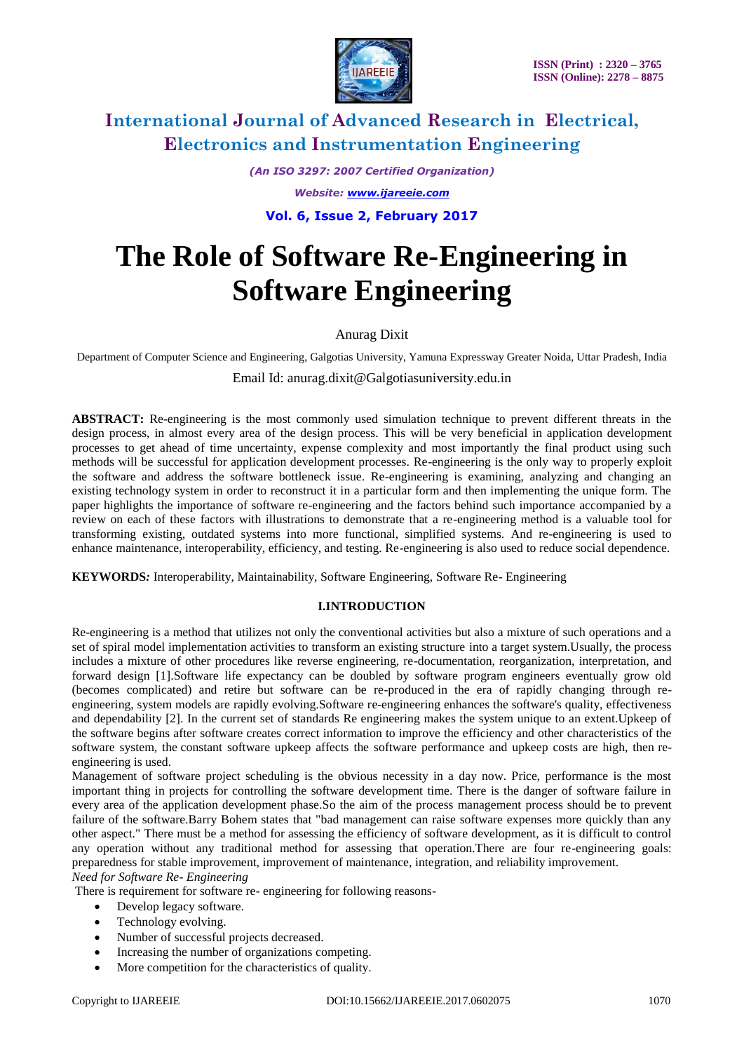# The Role of Software Re-Engineering in Software Engineering

Anurag Dixit

Department of Computer Science and Engineering, Galgotias University, Yamuna Expressway Greater Noida, Uttar Pradesh, India

Email Id: anurag.dixit@Galgotiasuniversity.edu.in

**ABSTRACT:** Re-engineering is the most commonly used simulation technique to prevent different threats in the design process, in almost every area of the design process. This will be very beneficial in application development processes to get ahead of time uncertainty, expense complexity and most importantly the final product using such methods will be successful for application development processes. Re-engineering is the only way to properly exploit the software and address the software bottleneck issue. Re-engineering is examining, analyzing and changing an existing technology system in order to reconstruct it in a particular form and then implementing the unique form. The paper highlights the importance of software re-engineering and the factors behind such importance accompanied by a review on each of these factors with illustrations to demonstrate that a re-engineering method is a valuable tool for transforming existing, outdated systems into more functional, simplified systems. And re-engineering is used to enhance maintenance, interoperability, efficiency, and testing. Re-engineering is also used to reduce social dependence.

**KEYWORDS*:*** Interoperability, Maintainability, Software Engineering, Software Re- Engineering

## I.INTRODUCTION

Re-engineering is a method that utilizes not only the conventional activities but also a mixture of such operations and a set of spiral model implementation activities to transform an existing structure into a target system.Usually, the process includes a mixture of other procedures like reverse engineering, re-documentation, reorganization, interpretation, and forward design [1].Software life expectancy can be doubled by software program engineers eventually grow old (becomes complicated) and retire but software can be re-produced in the era of rapidly changing through re-engineering, system models are rapidly evolving.Software re-engineering enhances the software's quality, effectiveness and dependability [2]. In the current set of standards Re engineering makes the system unique to an extent.Upkeep of the software begins after software creates correct information to improve the efficiency and other characteristics of the software system, the constant software upkeep affects the software performance and upkeep costs are high, then re-engineering is used.

Management of software project scheduling is the obvious necessity in a day now. Price, performance is the most important thing in projects for controlling the software development time. There is the danger of software failure in every area of the application development phase.So the aim of the process management process should be to prevent failure of the software.Barry Bohem states that "bad management can raise software expenses more quickly than any other aspect." There must be a method for assessing the efficiency of software development, as it is difficult to control any operation without any traditional method for assessing that operation.There are four re-engineering goals: preparedness for stable improvement, improvement of maintenance, integration, and reliability improvement.

*Need for Software Re- Engineering*

There is requirement for software re- engineering for following reasons-

- Develop legacy software.
- Technology evolving.
- Number of successful projects decreased.
- Increasing the number of organizations competing.
- More competition for the characteristics of quality.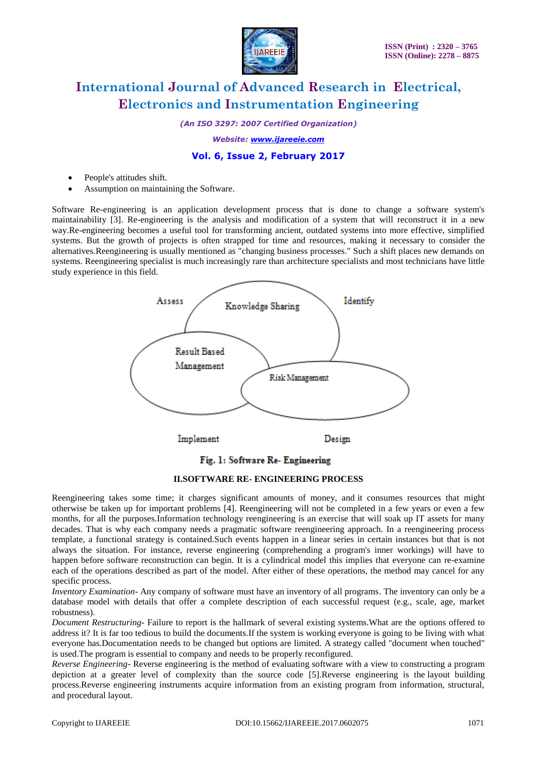- People's attitudes shift.
- Assumption on maintaining the Software.

Software Re-engineering is an application development process that is done to change a software system's maintainability [3]. Re-engineering is the analysis and modification of a system that will reconstruct it in a new way.Re-engineering becomes a useful tool for transforming ancient, outdated systems into more effective, simplified systems. But the growth of projects is often strapped for time and resources, making it necessary to consider the alternatives.Reengineering is usually mentioned as "changing business processes." Such a shift places new demands on systems. Reengineering specialist is much increasingly rare than architecture specialists and most technicians have little study experience in this field.

Assess | Knowledge Sharing | Identify | Result Based Management | Risk Management | Implement | Design

**Fig. 1: Software Re- Engineering**

## II.SOFTWARE RE- ENGINEERING PROCESS

Reengineering takes some time; it charges significant amounts of money, and it consumes resources that might otherwise be taken up for important problems [4]. Reengineering will not be completed in a few years or even a few months, for all the purposes.Information technology reengineering is an exercise that will soak up IT assets for many decades. That is why each company needs a pragmatic software reengineering approach. In a reengineering process template, a functional strategy is contained.Such events happen in a linear series in certain instances but that is not always the situation. For instance, reverse engineering (comprehending a program's inner workings) will have to happen before software reconstruction can begin. It is a cylindrical model this implies that everyone can re-examine each of the operations described as part of the model. After either of these operations, the method may cancel for any specific process.

*Inventory Examination-* Any company of software must have an inventory of all programs. The inventory can only be a database model with details that offer a complete description of each successful request (e.g., scale, age, market robustness).

*Document Restructuring-* Failure to report is the hallmark of several existing systems.What are the options offered to address it? It is far too tedious to build the documents.If the system is working everyone is going to be living with what everyone has.Documentation needs to be changed but options are limited. A strategy called "document when touched" is used.The program is essential to company and needs to be properly reconfigured.

*Reverse Engineering-* Reverse engineering is the method of evaluating software with a view to constructing a program depiction at a greater level of complexity than the source code [5].Reverse engineering is the layout building process.Reverse engineering instruments acquire information from an existing program from information, structural, and procedural layout.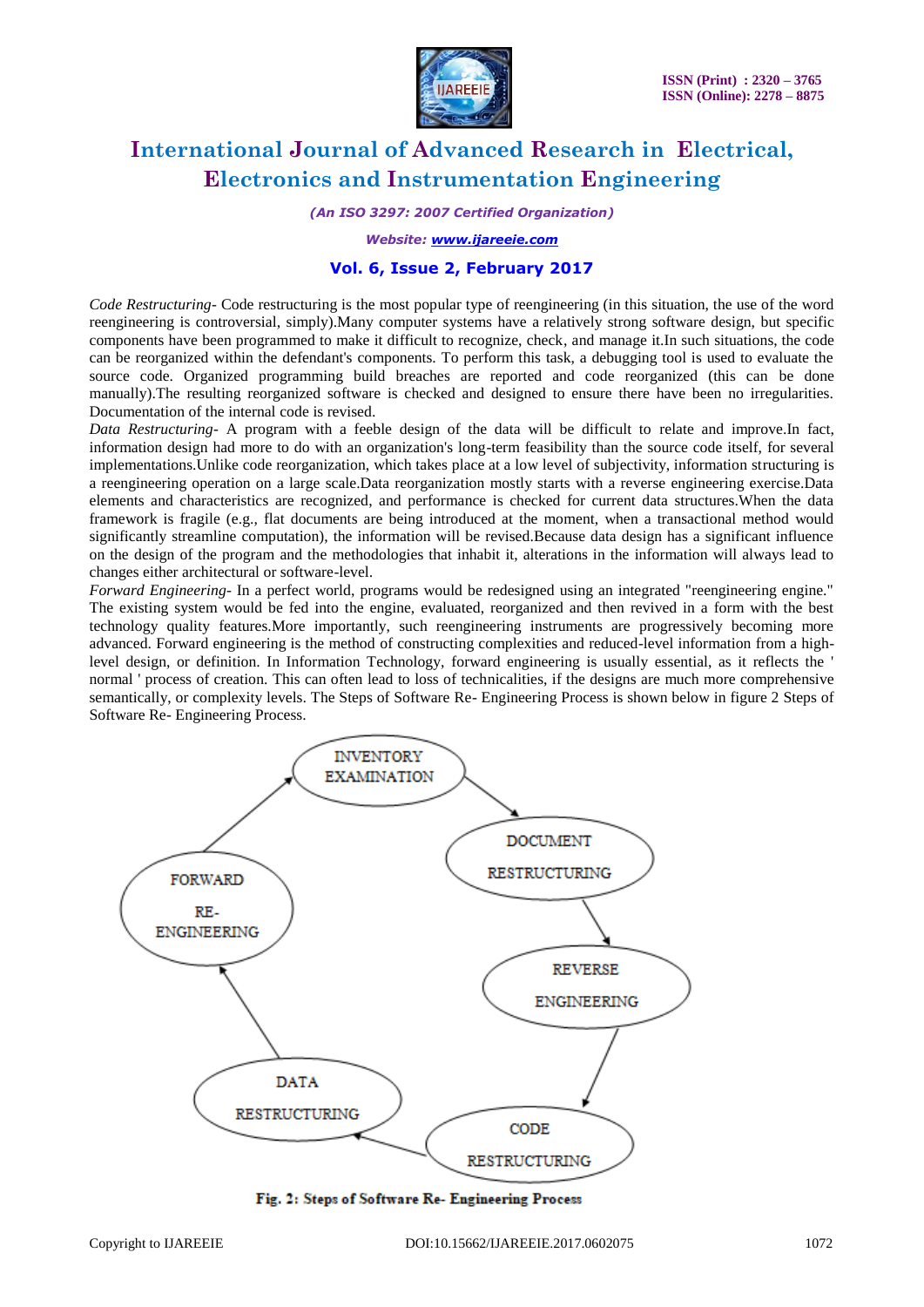*Code Restructuring-* Code restructuring is the most popular type of reengineering (in this situation, the use of the word reengineering is controversial, simply).Many computer systems have a relatively strong software design, but specific components have been programmed to make it difficult to recognize, check, and manage it.In such situations, the code can be reorganized within the defendant's components. To perform this task, a debugging tool is used to evaluate the source code. Organized programming build breaches are reported and code reorganized (this can be done manually).The resulting reorganized software is checked and designed to ensure there have been no irregularities. Documentation of the internal code is revised.

*Data Restructuring-* A program with a feeble design of the data will be difficult to relate and improve.In fact, information design had more to do with an organization's long-term feasibility than the source code itself, for several implementations.Unlike code reorganization, which takes place at a low level of subjectivity, information structuring is a reengineering operation on a large scale.Data reorganization mostly starts with a reverse engineering exercise.Data elements and characteristics are recognized, and performance is checked for current data structures.When the data framework is fragile (e.g., flat documents are being introduced at the moment, when a transactional method would significantly streamline computation), the information will be revised.Because data design has a significant influence on the design of the program and the methodologies that inhabit it, alterations in the information will always lead to changes either architectural or software-level.

*Forward Engineering-* In a perfect world, programs would be redesigned using an integrated "reengineering engine." The existing system would be fed into the engine, evaluated, reorganized and then revived in a form with the best technology quality features.More importantly, such reengineering instruments are progressively becoming more advanced. Forward engineering is the method of constructing complexities and reduced-level information from a high-level design, or definition. In Information Technology, forward engineering is usually essential, as it reflects the ' normal ' process of creation. This can often lead to loss of technicalities, if the designs are much more comprehensive semantically, or complexity levels. The Steps of Software Re- Engineering Process is shown below in figure 2 Steps of Software Re- Engineering Process.

INVENTORY EXAMINATION → DOCUMENT RESTRUCTURING → REVERSE ENGINEERING → CODE RESTRUCTURING → DATA RESTRUCTURING → FORWARD RE-ENGINEERING → INVENTORY EXAMINATION

**Fig. 2: Steps of Software Re- Engineering Process**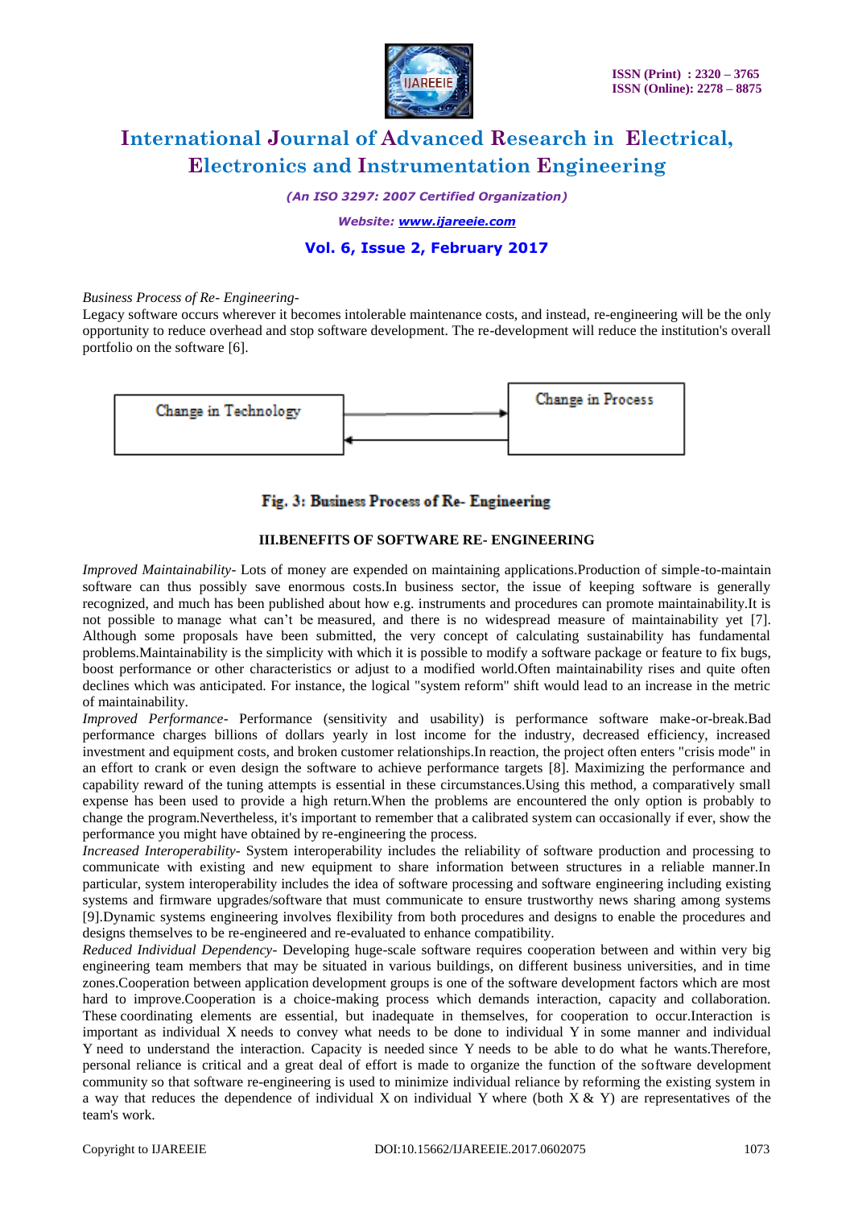*Business Process of Re- Engineering-*

Legacy software occurs wherever it becomes intolerable maintenance costs, and instead, re-engineering will be the only opportunity to reduce overhead and stop software development. The re-development will reduce the institution's overall portfolio on the software [6].

Change in Technology ⇄ Change in Process

**Fig. 3: Business Process of Re- Engineering**

### III.BENEFITS OF SOFTWARE RE- ENGINEERING

*Improved Maintainability-* Lots of money are expended on maintaining applications.Production of simple-to-maintain software can thus possibly save enormous costs.In business sector, the issue of keeping software is generally recognized, and much has been published about how e.g. instruments and procedures can promote maintainability.It is not possible to manage what can't be measured, and there is no widespread measure of maintainability yet [7]. Although some proposals have been submitted, the very concept of calculating sustainability has fundamental problems.Maintainability is the simplicity with which it is possible to modify a software package or feature to fix bugs, boost performance or other characteristics or adjust to a modified world.Often maintainability rises and quite often declines which was anticipated. For instance, the logical "system reform" shift would lead to an increase in the metric of maintainability.

*Improved Performance-* Performance (sensitivity and usability) is performance software make-or-break.Bad performance charges billions of dollars yearly in lost income for the industry, decreased efficiency, increased investment and equipment costs, and broken customer relationships.In reaction, the project often enters "crisis mode" in an effort to crank or even design the software to achieve performance targets [8]. Maximizing the performance and capability reward of the tuning attempts is essential in these circumstances.Using this method, a comparatively small expense has been used to provide a high return.When the problems are encountered the only option is probably to change the program.Nevertheless, it's important to remember that a calibrated system can occasionally if ever, show the performance you might have obtained by re-engineering the process.

*Increased Interoperability-* System interoperability includes the reliability of software production and processing to communicate with existing and new equipment to share information between structures in a reliable manner.In particular, system interoperability includes the idea of software processing and software engineering including existing systems and firmware upgrades/software that must communicate to ensure trustworthy news sharing among systems [9].Dynamic systems engineering involves flexibility from both procedures and designs to enable the procedures and designs themselves to be re-engineered and re-evaluated to enhance compatibility.

*Reduced Individual Dependency-* Developing huge-scale software requires cooperation between and within very big engineering team members that may be situated in various buildings, on different business universities, and in time zones.Cooperation between application development groups is one of the software development factors which are most hard to improve.Cooperation is a choice-making process which demands interaction, capacity and collaboration. These coordinating elements are essential, but inadequate in themselves, for cooperation to occur.Interaction is important as individual X needs to convey what needs to be done to individual Y in some manner and individual Y need to understand the interaction. Capacity is needed since Y needs to be able to do what he wants.Therefore, personal reliance is critical and a great deal of effort is made to organize the function of the software development community so that software re-engineering is used to minimize individual reliance by reforming the existing system in a way that reduces the dependence of individual X on individual Y where (both X & Y) are representatives of the team's work.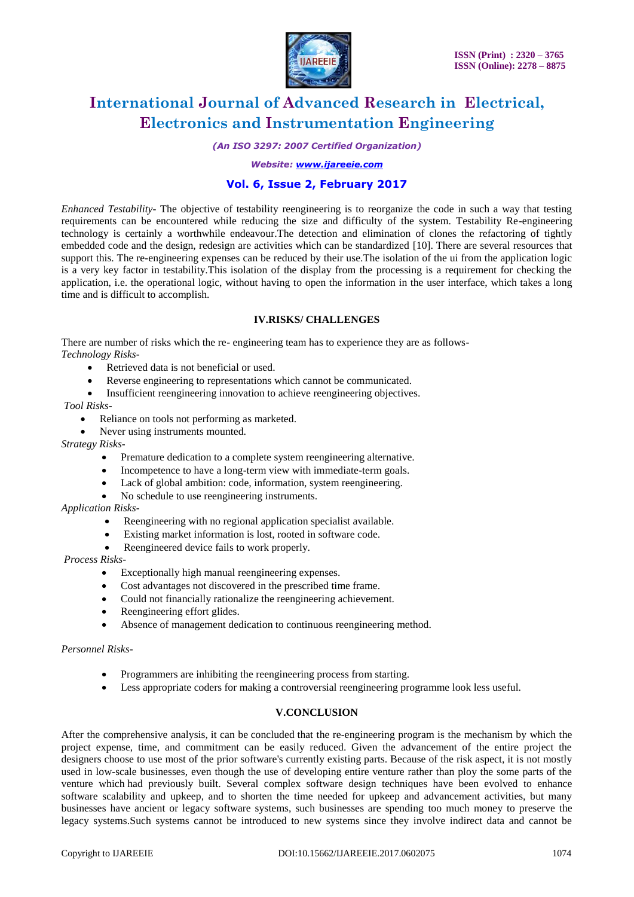*Enhanced Testability*- The objective of testability reengineering is to reorganize the code in such a way that testing requirements can be encountered while reducing the size and difficulty of the system. Testability Re-engineering technology is certainly a worthwhile endeavour.The detection and elimination of clones the refactoring of tightly embedded code and the design, redesign are activities which can be standardized [10]. There are several resources that support this. The re-engineering expenses can be reduced by their use.The isolation of the ui from the application logic is a very key factor in testability.This isolation of the display from the processing is a requirement for checking the application, i.e. the operational logic, without having to open the information in the user interface, which takes a long time and is difficult to accomplish.

## IV.RISKS/ CHALLENGES

There are number of risks which the re- engineering team has to experience they are as follows-

*Technology Risks-*

- Retrieved data is not beneficial or used.
- Reverse engineering to representations which cannot be communicated.
- Insufficient reengineering innovation to achieve reengineering objectives.

*Tool Risks-*

- Reliance on tools not performing as marketed.
- Never using instruments mounted.

*Strategy Risks-*

- Premature dedication to a complete system reengineering alternative.
- Incompetence to have a long-term view with immediate-term goals.
- Lack of global ambition: code, information, system reengineering.
- No schedule to use reengineering instruments.

*Application Risks-*

- Reengineering with no regional application specialist available.
- Existing market information is lost, rooted in software code.
- Reengineered device fails to work properly.

*Process Risks-*

- Exceptionally high manual reengineering expenses.
- Cost advantages not discovered in the prescribed time frame.
- Could not financially rationalize the reengineering achievement.
- Reengineering effort glides.
- Absence of management dedication to continuous reengineering method.

*Personnel Risks-*

- Programmers are inhibiting the reengineering process from starting.
- Less appropriate coders for making a controversial reengineering programme look less useful.

## V.CONCLUSION

After the comprehensive analysis, it can be concluded that the re-engineering program is the mechanism by which the project expense, time, and commitment can be easily reduced. Given the advancement of the entire project the designers choose to use most of the prior software's currently existing parts. Because of the risk aspect, it is not mostly used in low-scale businesses, even though the use of developing entire venture rather than ploy the some parts of the venture which had previously built. Several complex software design techniques have been evolved to enhance software scalability and upkeep, and to shorten the time needed for upkeep and advancement activities, but many businesses have ancient or legacy software systems, such businesses are spending too much money to preserve the legacy systems.Such systems cannot be introduced to new systems since they involve indirect data and cannot be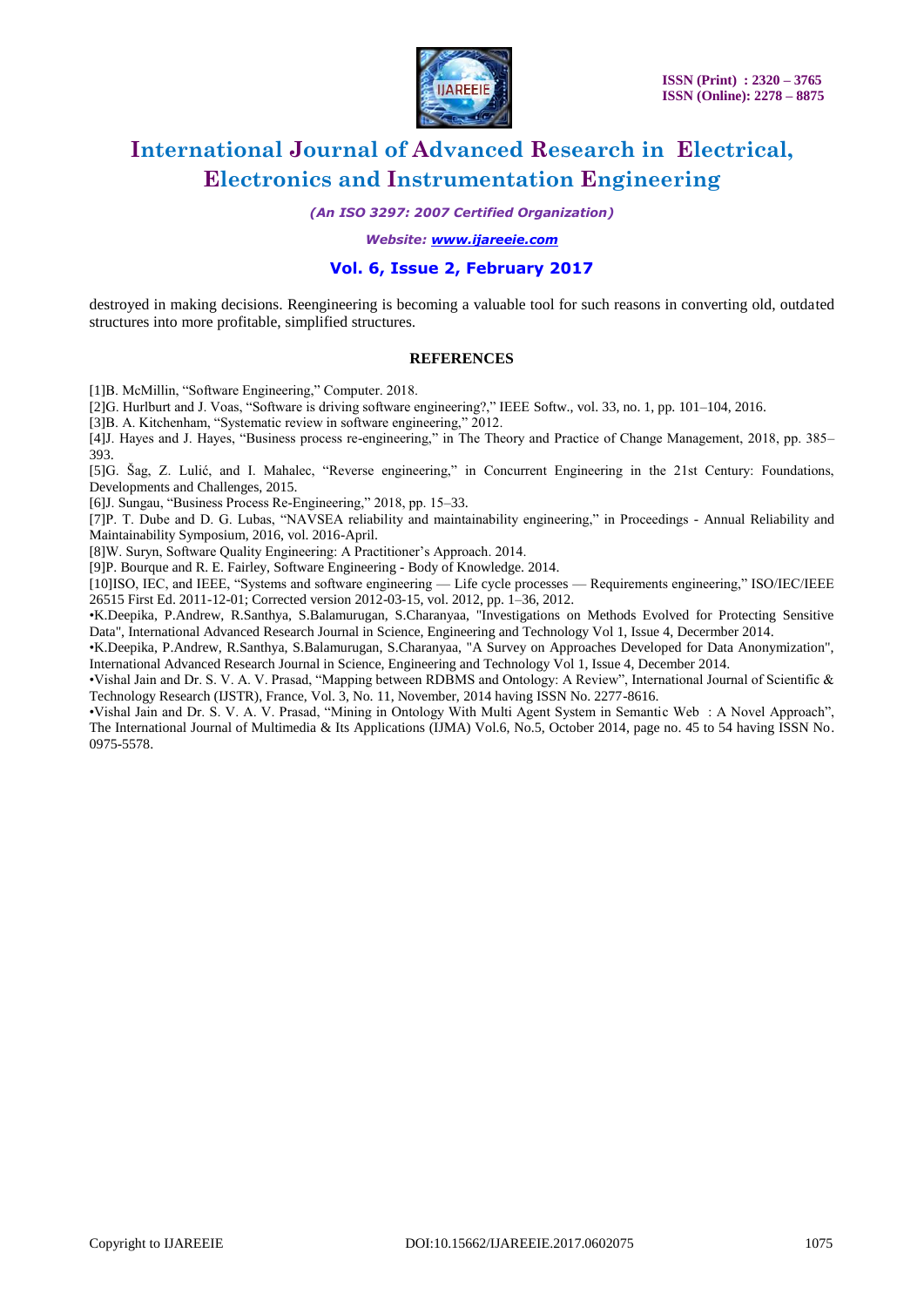destroyed in making decisions. Reengineering is becoming a valuable tool for such reasons in converting old, outdated structures into more profitable, simplified structures.

## REFERENCES

[1]B. McMillin, “Software Engineering,” Computer. 2018.

[2]G. Hurlburt and J. Voas, “Software is driving software engineering?,” IEEE Softw., vol. 33, no. 1, pp. 101–104, 2016.

[3]B. A. Kitchenham, “Systematic review in software engineering,” 2012.

[4]J. Hayes and J. Hayes, “Business process re-engineering,” in The Theory and Practice of Change Management, 2018, pp. 385–393.

[5]G. Šag, Z. Lulić, and I. Mahalec, “Reverse engineering,” in Concurrent Engineering in the 21st Century: Foundations, Developments and Challenges, 2015.

[6]J. Sungau, “Business Process Re-Engineering,” 2018, pp. 15–33.

[7]P. T. Dube and D. G. Lubas, “NAVSEA reliability and maintainability engineering,” in Proceedings - Annual Reliability and Maintainability Symposium, 2016, vol. 2016-April.

[8]W. Suryn, Software Quality Engineering: A Practitioner’s Approach. 2014.

[9]P. Bourque and R. E. Fairley, Software Engineering - Body of Knowledge. 2014.

[10]ISO, IEC, and IEEE, “Systems and software engineering — Life cycle processes — Requirements engineering,” ISO/IEC/IEEE 26515 First Ed. 2011-12-01; Corrected version 2012-03-15, vol. 2012, pp. 1–36, 2012.

•K.Deepika, P.Andrew, R.Santhya, S.Balamurugan, S.Charanyaa, "Investigations on Methods Evolved for Protecting Sensitive Data", International Advanced Research Journal in Science, Engineering and Technology Vol 1, Issue 4, Decermber 2014.

•K.Deepika, P.Andrew, R.Santhya, S.Balamurugan, S.Charanyaa, "A Survey on Approaches Developed for Data Anonymization", International Advanced Research Journal in Science, Engineering and Technology Vol 1, Issue 4, December 2014.

•Vishal Jain and Dr. S. V. A. V. Prasad, “Mapping between RDBMS and Ontology: A Review”, International Journal of Scientific & Technology Research (IJSTR), France, Vol. 3, No. 11, November, 2014 having ISSN No. 2277-8616.

•Vishal Jain and Dr. S. V. A. V. Prasad, “Mining in Ontology With Multi Agent System in Semantic Web : A Novel Approach”, The International Journal of Multimedia & Its Applications (IJMA) Vol.6, No.5, October 2014, page no. 45 to 54 having ISSN No. 0975-5578.